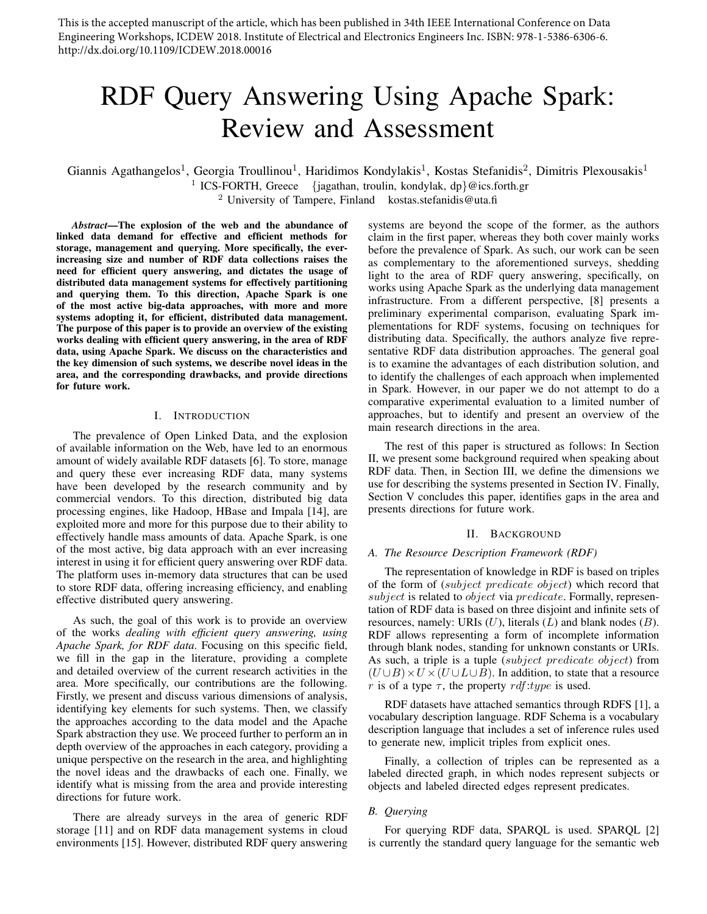This is the accepted manuscript of the article, which has been published in 34th IEEE International Conference on Data Engineering Workshops, ICDEW 2018. Institute of Electrical and Electronics Engineers Inc. ISBN: 978-1-5386-6306-6. http://dx.doi.org/10.1109/ICDEW.2018.00016

# RDF Query Answering Using Apache Spark: Review and Assessment

Giannis Agathangelos[1], Georgia Troullinou[1], Haridimos Kondylakis[1], Kostas Stefanidis[2], Dimitris Plexousakis[1]

[1] ICS-FORTH, Greece {jagathan, troulin, kondylak, dp}@ics.forth.gr

[2] University of Tampere, Finland kostas.stefanidis@uta.fi

***Abstract*—The explosion of the web and the abundance of linked data demand for effective and efficient methods for storage, management and querying. More specifically, the ever-increasing size and number of RDF data collections raises the need for efficient query answering, and dictates the usage of distributed data management systems for effectively partitioning and querying them. To this direction, Apache Spark is one of the most active big-data approaches, with more and more systems adopting it, for efficient, distributed data management. The purpose of this paper is to provide an overview of the existing works dealing with efficient query answering, in the area of RDF data, using Apache Spark. We discuss on the characteristics and the key dimension of such systems, we describe novel ideas in the area, and the corresponding drawbacks, and provide directions for future work.**

## I. Introduction

The prevalence of Open Linked Data, and the explosion of available information on the Web, have led to an enormous amount of widely available RDF datasets [6]. To store, manage and query these ever increasing RDF data, many systems have been developed by the research community and by commercial vendors. To this direction, distributed big data processing engines, like Hadoop, HBase and Impala [14], are exploited more and more for this purpose due to their ability to effectively handle mass amounts of data. Apache Spark, is one of the most active, big data approach with an ever increasing interest in using it for efficient query answering over RDF data. The platform uses in-memory data structures that can be used to store RDF data, offering increasing efficiency, and enabling effective distributed query answering.

As such, the goal of this work is to provide an overview of the works *dealing with efficient query answering, using Apache Spark, for RDF data*. Focusing on this specific field, we fill in the gap in the literature, providing a complete and detailed overview of the current research activities in the area. More specifically, our contributions are the following. Firstly, we present and discuss various dimensions of analysis, identifying key elements for such systems. Then, we classify the approaches according to the data model and the Apache Spark abstraction they use. We proceed further to perform an in depth overview of the approaches in each category, providing a unique perspective on the research in the area, and highlighting the novel ideas and the drawbacks of each one. Finally, we identify what is missing from the area and provide interesting directions for future work.

There are already surveys in the area of generic RDF storage [11] and on RDF data management systems in cloud environments [15]. However, distributed RDF query answering systems are beyond the scope of the former, as the authors claim in the first paper, whereas they both cover mainly works before the prevalence of Spark. As such, our work can be seen as complementary to the aforementioned surveys, shedding light to the area of RDF query answering, specifically, on works using Apache Spark as the underlying data management infrastructure. From a different perspective, [8] presents a preliminary experimental comparison, evaluating Spark implementations for RDF systems, focusing on techniques for distributing data. Specifically, the authors analyze five representative RDF data distribution approaches. The general goal is to examine the advantages of each distribution solution, and to identify the challenges of each approach when implemented in Spark. However, in our paper we do not attempt to do a comparative experimental evaluation to a limited number of approaches, but to identify and present an overview of the main research directions in the area.

The rest of this paper is structured as follows: In Section II, we present some background required when speaking about RDF data. Then, in Section III, we define the dimensions we use for describing the systems presented in Section IV. Finally, Section V concludes this paper, identifies gaps in the area and presents directions for future work.

## II. Background

### A. The Resource Description Framework (RDF)

The representation of knowledge in RDF is based on triples of the form of ($subject\ predicate\ object$) which record that $subject$ is related to $object$ via $predicate$. Formally, representation of RDF data is based on three disjoint and infinite sets of resources, namely: URIs ($U$), literals ($L$) and blank nodes ($B$). RDF allows representing a form of incomplete information through blank nodes, standing for unknown constants or URIs. As such, a triple is a tuple ($subject\ predicate\ object$) from $(U \cup B) \times U \times (U \cup L \cup B)$. In addition, to state that a resource $r$ is of a type $\tau$, the property $rdf{:}type$ is used.

RDF datasets have attached semantics through RDFS [1], a vocabulary description language. RDF Schema is a vocabulary description language that includes a set of inference rules used to generate new, implicit triples from explicit ones.

Finally, a collection of triples can be represented as a labeled directed graph, in which nodes represent subjects or objects and labeled directed edges represent predicates.

### B. Querying

For querying RDF data, SPARQL is used. SPARQL [2] is currently the standard query language for the semantic web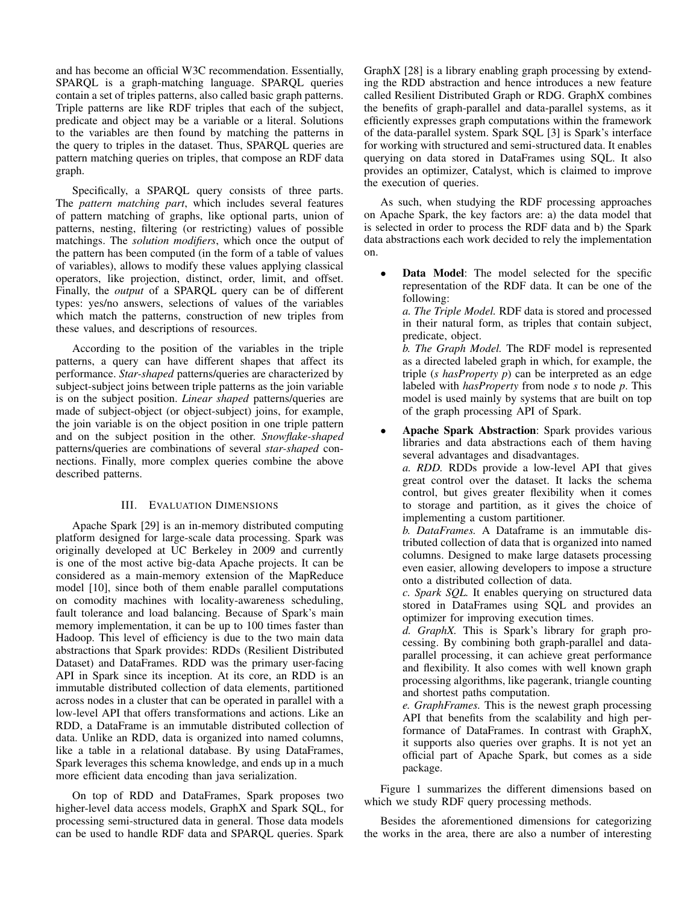and has become an official W3C recommendation. Essentially, SPARQL is a graph-matching language. SPARQL queries contain a set of triples patterns, also called basic graph patterns. Triple patterns are like RDF triples that each of the subject, predicate and object may be a variable or a literal. Solutions to the variables are then found by matching the patterns in the query to triples in the dataset. Thus, SPARQL queries are pattern matching queries on triples, that compose an RDF data graph.

Specifically, a SPARQL query consists of three parts. The *pattern matching part*, which includes several features of pattern matching of graphs, like optional parts, union of patterns, nesting, filtering (or restricting) values of possible matchings. The *solution modifiers*, which once the output of the pattern has been computed (in the form of a table of values of variables), allows to modify these values applying classical operators, like projection, distinct, order, limit, and offset. Finally, the *output* of a SPARQL query can be of different types: yes/no answers, selections of values of the variables which match the patterns, construction of new triples from these values, and descriptions of resources.

According to the position of the variables in the triple patterns, a query can have different shapes that affect its performance. *Star-shaped* patterns/queries are characterized by subject-subject joins between triple patterns as the join variable is on the subject position. *Linear shaped* patterns/queries are made of subject-object (or object-subject) joins, for example, the join variable is on the object position in one triple pattern and on the subject position in the other. *Snowflake-shaped* patterns/queries are combinations of several *star-shaped* connections. Finally, more complex queries combine the above described patterns.

## III. Evaluation Dimensions

Apache Spark [29] is an in-memory distributed computing platform designed for large-scale data processing. Spark was originally developed at UC Berkeley in 2009 and currently is one of the most active big-data Apache projects. It can be considered as a main-memory extension of the MapReduce model [10], since both of them enable parallel computations on comodity machines with locality-awareness scheduling, fault tolerance and load balancing. Because of Spark's main memory implementation, it can be up to 100 times faster than Hadoop. This level of efficiency is due to the two main data abstractions that Spark provides: RDDs (Resilient Distributed Dataset) and DataFrames. RDD was the primary user-facing API in Spark since its inception. At its core, an RDD is an immutable distributed collection of data elements, partitioned across nodes in a cluster that can be operated in parallel with a low-level API that offers transformations and actions. Like an RDD, a DataFrame is an immutable distributed collection of data. Unlike an RDD, data is organized into named columns, like a table in a relational database. By using DataFrames, Spark leverages this schema knowledge, and ends up in a much more efficient data encoding than java serialization.

On top of RDD and DataFrames, Spark proposes two higher-level data access models, GraphX and Spark SQL, for processing semi-structured data in general. Those data models can be used to handle RDF data and SPARQL queries. Spark GraphX [28] is a library enabling graph processing by extending the RDD abstraction and hence introduces a new feature called Resilient Distributed Graph or RDG. GraphX combines the benefits of graph-parallel and data-parallel systems, as it efficiently expresses graph computations within the framework of the data-parallel system. Spark SQL [3] is Spark's interface for working with structured and semi-structured data. It enables querying on data stored in DataFrames using SQL. It also provides an optimizer, Catalyst, which is claimed to improve the execution of queries.

As such, when studying the RDF processing approaches on Apache Spark, the key factors are: a) the data model that is selected in order to process the RDF data and b) the Spark data abstractions each work decided to rely the implementation on.

- **Data Model**: The model selected for the specific representation of the RDF data. It can be one of the following:
  *a. The Triple Model.* RDF data is stored and processed in their natural form, as triples that contain subject, predicate, object.
  *b. The Graph Model.* The RDF model is represented as a directed labeled graph in which, for example, the triple (*s hasProperty p*) can be interpreted as an edge labeled with *hasProperty* from node *s* to node *p*. This model is used mainly by systems that are built on top of the graph processing API of Spark.
- **Apache Spark Abstraction**: Spark provides various libraries and data abstractions each of them having several advantages and disadvantages.
  *a. RDD.* RDDs provide a low-level API that gives great control over the dataset. It lacks the schema control, but gives greater flexibility when it comes to storage and partition, as it gives the choice of implementing a custom partitioner.
  *b. DataFrames.* A Dataframe is an immutable distributed collection of data that is organized into named columns. Designed to make large datasets processing even easier, allowing developers to impose a structure onto a distributed collection of data.
  *c. Spark SQL.* It enables querying on structured data stored in DataFrames using SQL and provides an optimizer for improving execution times.
  *d. GraphX.* This is Spark's library for graph processing. By combining both graph-parallel and data-parallel processing, it can achieve great performance and flexibility. It also comes with well known graph processing algorithms, like pagerank, triangle counting and shortest paths computation.
  *e. GraphFrames.* This is the newest graph processing API that benefits from the scalability and high performance of DataFrames. In contrast with GraphX, it supports also queries over graphs. It is not yet an official part of Apache Spark, but comes as a side package.

Figure 1 summarizes the different dimensions based on which we study RDF query processing methods.

Besides the aforementioned dimensions for categorizing the works in the area, there are also a number of interesting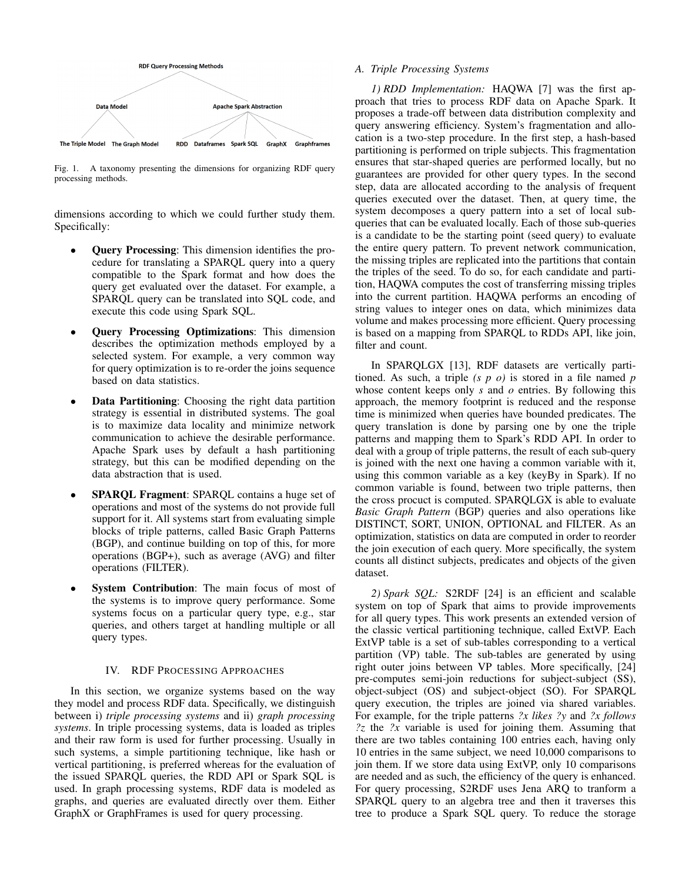Fig. 1. A taxonomy presenting the dimensions for organizing RDF query processing methods.

dimensions according to which we could further study them. Specifically:

- **Query Processing**: This dimension identifies the procedure for translating a SPARQL query into a query compatible to the Spark format and how does the query get evaluated over the dataset. For example, a SPARQL query can be translated into SQL code, and execute this code using Spark SQL.
- **Query Processing Optimizations**: This dimension describes the optimization methods employed by a selected system. For example, a very common way for query optimization is to re-order the joins sequence based on data statistics.
- **Data Partitioning**: Choosing the right data partition strategy is essential in distributed systems. The goal is to maximize data locality and minimize network communication to achieve the desirable performance. Apache Spark uses by default a hash partitioning strategy, but this can be modified depending on the data abstraction that is used.
- **SPARQL Fragment**: SPARQL contains a huge set of operations and most of the systems do not provide full support for it. All systems start from evaluating simple blocks of triple patterns, called Basic Graph Patterns (BGP), and continue building on top of this, for more operations (BGP+), such as average (AVG) and filter operations (FILTER).
- **System Contribution**: The main focus of most of the systems is to improve query performance. Some systems focus on a particular query type, e.g., star queries, and others target at handling multiple or all query types.

## IV. RDF Processing Approaches

In this section, we organize systems based on the way they model and process RDF data. Specifically, we distinguish between i) *triple processing systems* and ii) *graph processing systems*. In triple processing systems, data is loaded as triples and their raw form is used for further processing. Usually in such systems, a simple partitioning technique, like hash or vertical partitioning, is preferred whereas for the evaluation of the issued SPARQL queries, the RDD API or Spark SQL is used. In graph processing systems, RDF data is modeled as graphs, and queries are evaluated directly over them. Either GraphX or GraphFrames is used for query processing.

### A. Triple Processing Systems

*1) RDD Implementation:* HAQWA [7] was the first approach that tries to process RDF data on Apache Spark. It proposes a trade-off between data distribution complexity and query answering efficiency. System's fragmentation and allocation is a two-step procedure. In the first step, a hash-based partitioning is performed on triple subjects. This fragmentation ensures that star-shaped queries are performed locally, but no guarantees are provided for other query types. In the second step, data are allocated according to the analysis of frequent queries executed over the dataset. Then, at query time, the system decomposes a query pattern into a set of local sub-queries that can be evaluated locally. Each of those sub-queries is a candidate to be the starting point (seed query) to evaluate the entire query pattern. To prevent network communication, the missing triples are replicated into the partitions that contain the triples of the seed. To do so, for each candidate and partition, HAQWA computes the cost of transferring missing triples into the current partition. HAQWA performs an encoding of string values to integer ones on data, which minimizes data volume and makes processing more efficient. Query processing is based on a mapping from SPARQL to RDDs API, like join, filter and count.

In SPARQLGX [13], RDF datasets are vertically partitioned. As such, a triple *(s p o)* is stored in a file named *p* whose content keeps only *s* and *o* entries. By following this approach, the memory footprint is reduced and the response time is minimized when queries have bounded predicates. The query translation is done by parsing one by one the triple patterns and mapping them to Spark's RDD API. In order to deal with a group of triple patterns, the result of each sub-query is joined with the next one having a common variable with it, using this common variable as a key (keyBy in Spark). If no common variable is found, between two triple patterns, then the cross procuct is computed. SPARQLGX is able to evaluate *Basic Graph Pattern* (BGP) queries and also operations like DISTINCT, SORT, UNION, OPTIONAL and FILTER. As an optimization, statistics on data are computed in order to reorder the join execution of each query. More specifically, the system counts all distinct subjects, predicates and objects of the given dataset.

*2) Spark SQL:* S2RDF [24] is an efficient and scalable system on top of Spark that aims to provide improvements for all query types. This work presents an extended version of the classic vertical partitioning technique, called ExtVP. Each ExtVP table is a set of sub-tables corresponding to a vertical partition (VP) table. The sub-tables are generated by using right outer joins between VP tables. More specifically, [24] pre-computes semi-join reductions for subject-subject (SS), object-subject (OS) and subject-object (SO). For SPARQL query execution, the triples are joined via shared variables. For example, for the triple patterns *?x likes ?y* and *?x follows ?z* the *?x* variable is used for joining them. Assuming that there are two tables containing 100 entries each, having only 10 entries in the same subject, we need 10,000 comparisons to join them. If we store data using ExtVP, only 10 comparisons are needed and as such, the efficiency of the query is enhanced. For query processing, S2RDF uses Jena ARQ to tranform a SPARQL query to an algebra tree and then it traverses this tree to produce a Spark SQL query. To reduce the storage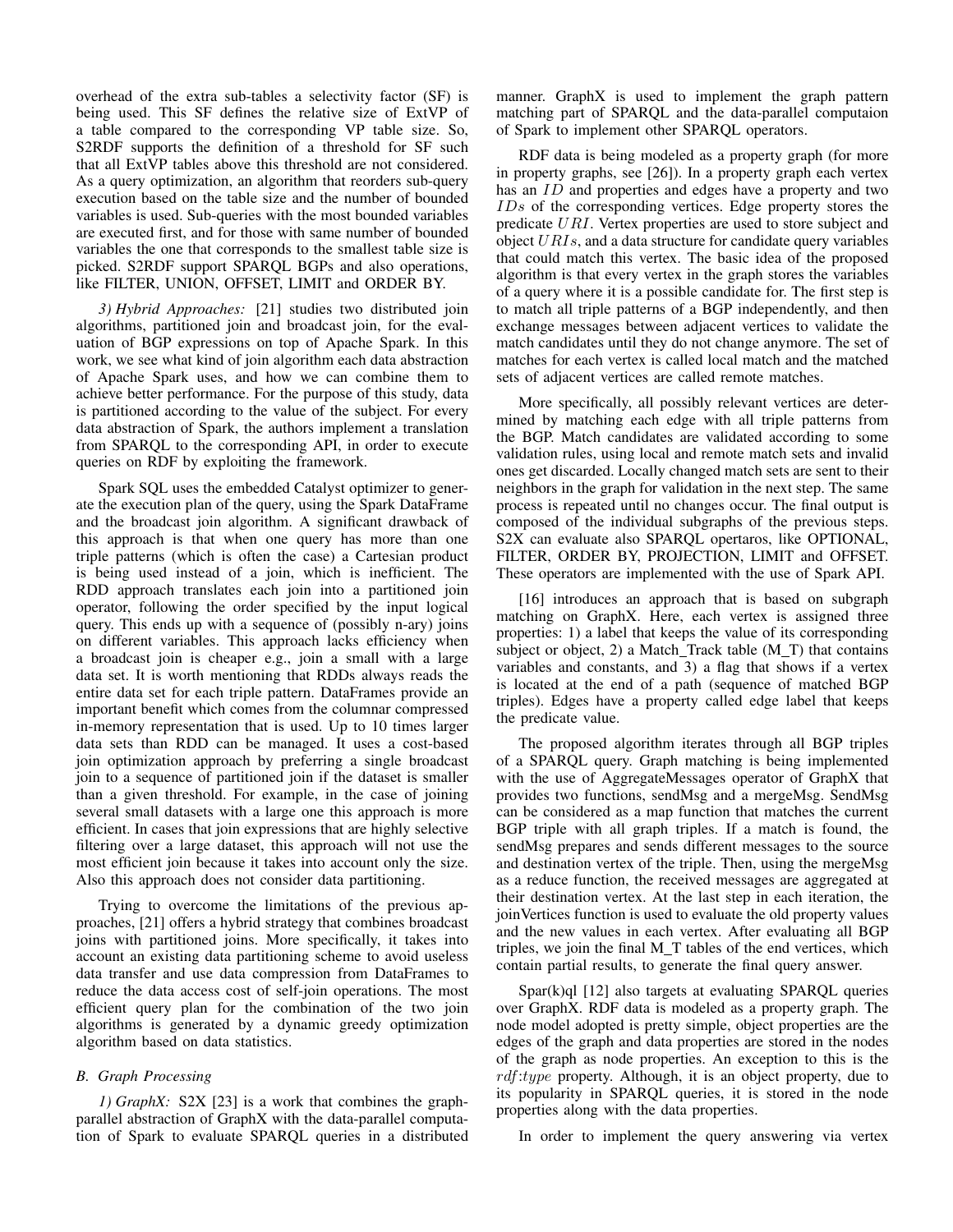overhead of the extra sub-tables a selectivity factor (SF) is being used. This SF defines the relative size of ExtVP of a table compared to the corresponding VP table size. So, S2RDF supports the definition of a threshold for SF such that all ExtVP tables above this threshold are not considered. As a query optimization, an algorithm that reorders sub-query execution based on the table size and the number of bounded variables is used. Sub-queries with the most bounded variables are executed first, and for those with same number of bounded variables the one that corresponds to the smallest table size is picked. S2RDF support SPARQL BGPs and also operations, like FILTER, UNION, OFFSET, LIMIT and ORDER BY.

*3) Hybrid Approaches:* [21] studies two distributed join algorithms, partitioned join and broadcast join, for the evaluation of BGP expressions on top of Apache Spark. In this work, we see what kind of join algorithm each data abstraction of Apache Spark uses, and how we can combine them to achieve better performance. For the purpose of this study, data is partitioned according to the value of the subject. For every data abstraction of Spark, the authors implement a translation from SPARQL to the corresponding API, in order to execute queries on RDF by exploiting the framework.

Spark SQL uses the embedded Catalyst optimizer to generate the execution plan of the query, using the Spark DataFrame and the broadcast join algorithm. A significant drawback of this approach is that when one query has more than one triple patterns (which is often the case) a Cartesian product is being used instead of a join, which is inefficient. The RDD approach translates each join into a partitioned join operator, following the order specified by the input logical query. This ends up with a sequence of (possibly n-ary) joins on different variables. This approach lacks efficiency when a broadcast join is cheaper e.g., join a small with a large data set. It is worth mentioning that RDDs always reads the entire data set for each triple pattern. DataFrames provide an important benefit which comes from the columnar compressed in-memory representation that is used. Up to 10 times larger data sets than RDD can be managed. It uses a cost-based join optimization approach by preferring a single broadcast join to a sequence of partitioned join if the dataset is smaller than a given threshold. For example, in the case of joining several small datasets with a large one this approach is more efficient. In cases that join expressions that are highly selective filtering over a large dataset, this approach will not use the most efficient join because it takes into account only the size. Also this approach does not consider data partitioning.

Trying to overcome the limitations of the previous approaches, [21] offers a hybrid strategy that combines broadcast joins with partitioned joins. More specifically, it takes into account an existing data partitioning scheme to avoid useless data transfer and use data compression from DataFrames to reduce the data access cost of self-join operations. The most efficient query plan for the combination of the two join algorithms is generated by a dynamic greedy optimization algorithm based on data statistics.

### *B. Graph Processing*

*1) GraphX:* S2X [23] is a work that combines the graph-parallel abstraction of GraphX with the data-parallel computation of Spark to evaluate SPARQL queries in a distributed manner. GraphX is used to implement the graph pattern matching part of SPARQL and the data-parallel computaion of Spark to implement other SPARQL operators.

RDF data is being modeled as a property graph (for more in property graphs, see [26]). In a property graph each vertex has an $ID$ and properties and edges have a property and two $IDs$ of the corresponding vertices. Edge property stores the predicate $URI$. Vertex properties are used to store subject and object $URIs$, and a data structure for candidate query variables that could match this vertex. The basic idea of the proposed algorithm is that every vertex in the graph stores the variables of a query where it is a possible candidate for. The first step is to match all triple patterns of a BGP independently, and then exchange messages between adjacent vertices to validate the match candidates until they do not change anymore. The set of matches for each vertex is called local match and the matched sets of adjacent vertices are called remote matches.

More specifically, all possibly relevant vertices are determined by matching each edge with all triple patterns from the BGP. Match candidates are validated according to some validation rules, using local and remote match sets and invalid ones get discarded. Locally changed match sets are sent to their neighbors in the graph for validation in the next step. The same process is repeated until no changes occur. The final output is composed of the individual subgraphs of the previous steps. S2X can evaluate also SPARQL opertaros, like OPTIONAL, FILTER, ORDER BY, PROJECTION, LIMIT and OFFSET. These operators are implemented with the use of Spark API.

[16] introduces an approach that is based on subgraph matching on GraphX. Here, each vertex is assigned three properties: 1) a label that keeps the value of its corresponding subject or object, 2) a Match_Track table (M_T) that contains variables and constants, and 3) a flag that shows if a vertex is located at the end of a path (sequence of matched BGP triples). Edges have a property called edge label that keeps the predicate value.

The proposed algorithm iterates through all BGP triples of a SPARQL query. Graph matching is being implemented with the use of AggregateMessages operator of GraphX that provides two functions, sendMsg and a mergeMsg. SendMsg can be considered as a map function that matches the current BGP triple with all graph triples. If a match is found, the sendMsg prepares and sends different messages to the source and destination vertex of the triple. Then, using the mergeMsg as a reduce function, the received messages are aggregated at their destination vertex. At the last step in each iteration, the joinVertices function is used to evaluate the old property values and the new values in each vertex. After evaluating all BGP triples, we join the final M_T tables of the end vertices, which contain partial results, to generate the final query answer.

Spar(k)ql [12] also targets at evaluating SPARQL queries over GraphX. RDF data is modeled as a property graph. The node model adopted is pretty simple, object properties are the edges of the graph and data properties are stored in the nodes of the graph as node properties. An exception to this is the $rdf{:}type$ property. Although, it is an object property, due to its popularity in SPARQL queries, it is stored in the node properties along with the data properties.

In order to implement the query answering via vertex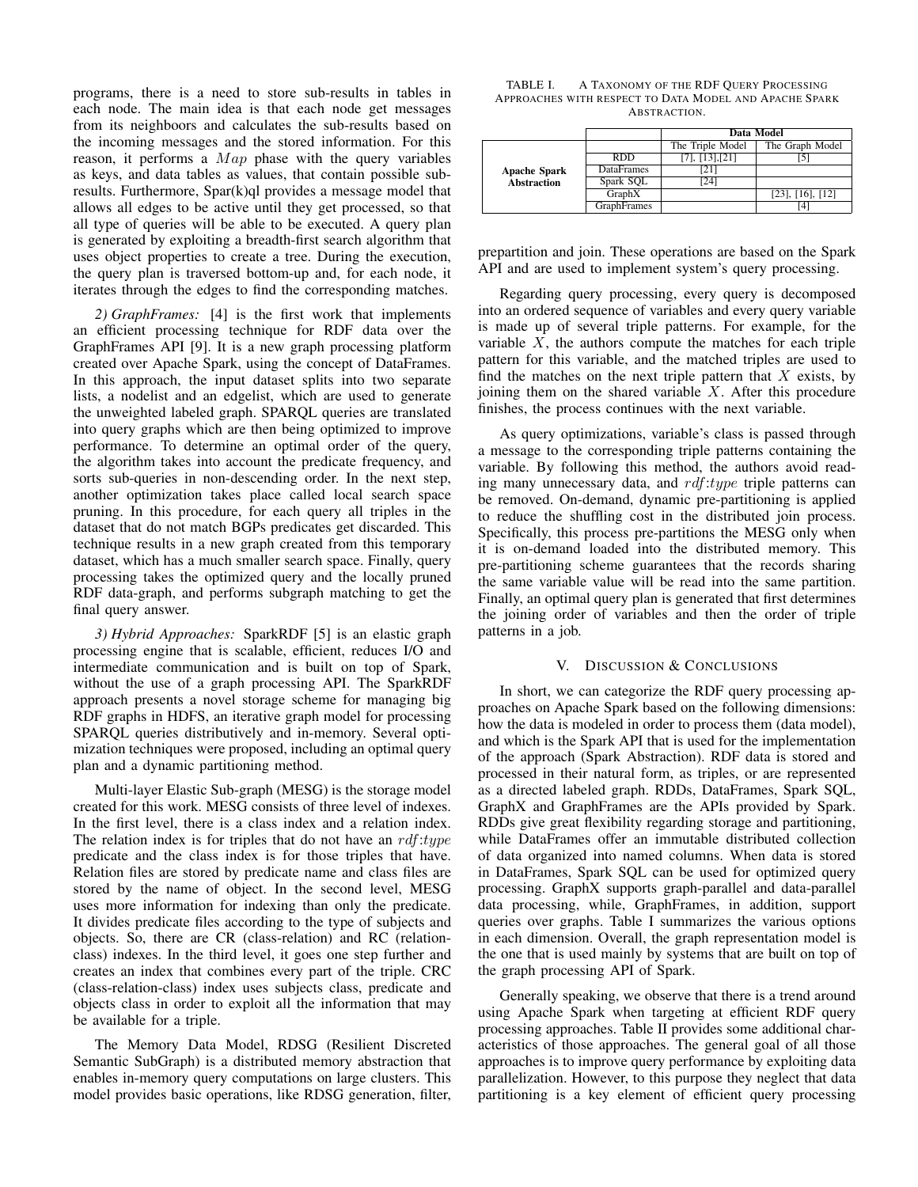programs, there is a need to store sub-results in tables in each node. The main idea is that each node get messages from its neighboors and calculates the sub-results based on the incoming messages and the stored information. For this reason, it performs a $Map$ phase with the query variables as keys, and data tables as values, that contain possible sub-results. Furthermore, Spar(k)ql provides a message model that allows all edges to be active until they get processed, so that all type of queries will be able to be executed. A query plan is generated by exploiting a breadth-first search algorithm that uses object properties to create a tree. During the execution, the query plan is traversed bottom-up and, for each node, it iterates through the edges to find the corresponding matches.

*2) GraphFrames:* [4] is the first work that implements an efficient processing technique for RDF data over the GraphFrames API [9]. It is a new graph processing platform created over Apache Spark, using the concept of DataFrames. In this approach, the input dataset splits into two separate lists, a nodelist and an edgelist, which are used to generate the unweighted labeled graph. SPARQL queries are translated into query graphs which are then being optimized to improve performance. To determine an optimal order of the query, the algorithm takes into account the predicate frequency, and sorts sub-queries in non-descending order. In the next step, another optimization takes place called local search space pruning. In this procedure, for each query all triples in the dataset that do not match BGPs predicates get discarded. This technique results in a new graph created from this temporary dataset, which has a much smaller search space. Finally, query processing takes the optimized query and the locally pruned RDF data-graph, and performs subgraph matching to get the final query answer.

*3) Hybrid Approaches:* SparkRDF [5] is an elastic graph processing engine that is scalable, efficient, reduces I/O and intermediate communication and is built on top of Spark, without the use of a graph processing API. The SparkRDF approach presents a novel storage scheme for managing big RDF graphs in HDFS, an iterative graph model for processing SPARQL queries distributively and in-memory. Several optimization techniques were proposed, including an optimal query plan and a dynamic partitioning method.

Multi-layer Elastic Sub-graph (MESG) is the storage model created for this work. MESG consists of three level of indexes. In the first level, there is a class index and a relation index. The relation index is for triples that do not have an $rdf{:}type$ predicate and the class index is for those triples that have. Relation files are stored by predicate name and class files are stored by the name of object. In the second level, MESG uses more information for indexing than only the predicate. It divides predicate files according to the type of subjects and objects. So, there are CR (class-relation) and RC (relation-class) indexes. In the third level, it goes one step further and creates an index that combines every part of the triple. CRC (class-relation-class) index uses subjects class, predicate and objects class in order to exploit all the information that may be available for a triple.

The Memory Data Model, RDSG (Resilient Discreted Semantic SubGraph) is a distributed memory abstraction that enables in-memory query computations on large clusters. This model provides basic operations, like RDSG generation, filter,

TABLE I. A TAXONOMY OF THE RDF QUERY PROCESSING APPROACHES WITH RESPECT TO DATA MODEL AND APACHE SPARK ABSTRACTION.

| | | **Data Model** | |
|---|---|---|---|
| | | The Triple Model | The Graph Model |
| **Apache Spark Abstraction** | RDD | [7], [13],[21] | [5] |
| | DataFrames | [21] | |
| | Spark SQL | [24] | |
| | GraphX | | [23], [16], [12] |
| | GraphFrames | | [4] |

prepartition and join. These operations are based on the Spark API and are used to implement system's query processing.

Regarding query processing, every query is decomposed into an ordered sequence of variables and every query variable is made up of several triple patterns. For example, for the variable $X$, the authors compute the matches for each triple pattern for this variable, and the matched triples are used to find the matches on the next triple pattern that $X$ exists, by joining them on the shared variable $X$. After this procedure finishes, the process continues with the next variable.

As query optimizations, variable's class is passed through a message to the corresponding triple patterns containing the variable. By following this method, the authors avoid reading many unnecessary data, and $rdf{:}type$ triple patterns can be removed. On-demand, dynamic pre-partitioning is applied to reduce the shuffling cost in the distributed join process. Specifically, this process pre-partitions the MESG only when it is on-demand loaded into the distributed memory. This pre-partitioning scheme guarantees that the records sharing the same variable value will be read into the same partition. Finally, an optimal query plan is generated that first determines the joining order of variables and then the order of triple patterns in a job.

## V. DISCUSSION & CONCLUSIONS

In short, we can categorize the RDF query processing approaches on Apache Spark based on the following dimensions: how the data is modeled in order to process them (data model), and which is the Spark API that is used for the implementation of the approach (Spark Abstraction). RDF data is stored and processed in their natural form, as triples, or are represented as a directed labeled graph. RDDs, DataFrames, Spark SQL, GraphX and GraphFrames are the APIs provided by Spark. RDDs give great flexibility regarding storage and partitioning, while DataFrames offer an immutable distributed collection of data organized into named columns. When data is stored in DataFrames, Spark SQL can be used for optimized query processing. GraphX supports graph-parallel and data-parallel data processing, while, GraphFrames, in addition, support queries over graphs. Table I summarizes the various options in each dimension. Overall, the graph representation model is the one that is used mainly by systems that are built on top of the graph processing API of Spark.

Generally speaking, we observe that there is a trend around using Apache Spark when targeting at efficient RDF query processing approaches. Table II provides some additional characteristics of those approaches. The general goal of all those approaches is to improve query performance by exploiting data parallelization. However, to this purpose they neglect that data partitioning is a key element of efficient query processing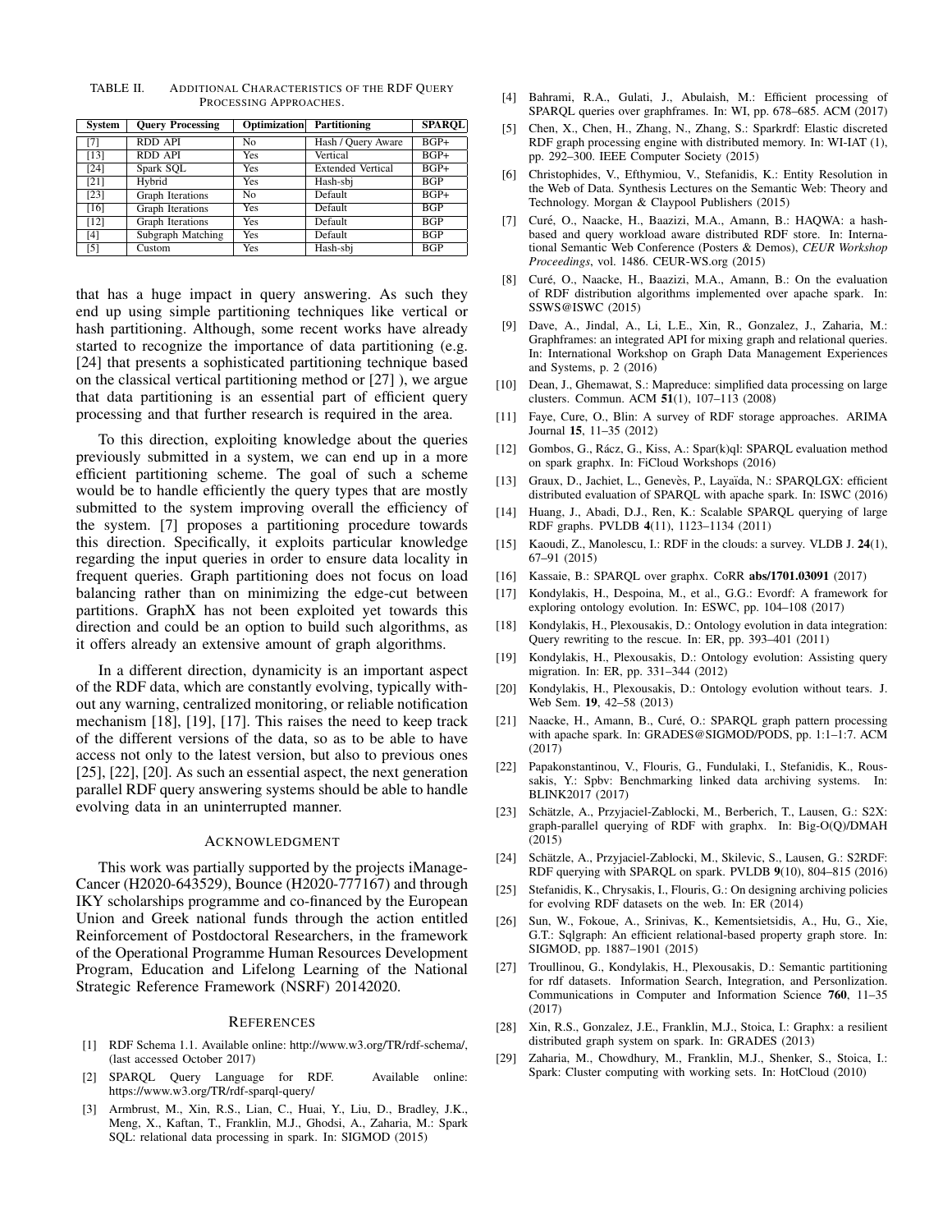TABLE II. ADDITIONAL CHARACTERISTICS OF THE RDF QUERY PROCESSING APPROACHES.

| System | Query Processing | Optimization | Partitioning | SPARQL |
|---|---|---|---|---|
| [7] | RDD API | No | Hash / Query Aware | BGP+ |
| [13] | RDD API | Yes | Vertical | BGP+ |
| [24] | Spark SQL | Yes | Extended Vertical | BGP+ |
| [21] | Hybrid | Yes | Hash-sbj | BGP |
| [23] | Graph Iterations | No | Default | BGP+ |
| [16] | Graph Iterations | Yes | Default | BGP |
| [12] | Graph Iterations | Yes | Default | BGP |
| [4] | Subgraph Matching | Yes | Default | BGP |
| [5] | Custom | Yes | Hash-sbj | BGP |

that has a huge impact in query answering. As such they end up using simple partitioning techniques like vertical or hash partitioning. Although, some recent works have already started to recognize the importance of data partitioning (e.g. [24] that presents a sophisticated partitioning technique based on the classical vertical partitioning method or [27] ), we argue that data partitioning is an essential part of efficient query processing and that further research is required in the area.

To this direction, exploiting knowledge about the queries previously submitted in a system, we can end up in a more efficient partitioning scheme. The goal of such a scheme would be to handle efficiently the query types that are mostly submitted to the system improving overall the efficiency of the system. [7] proposes a partitioning procedure towards this direction. Specifically, it exploits particular knowledge regarding the input queries in order to ensure data locality in frequent queries. Graph partitioning does not focus on load balancing rather than on minimizing the edge-cut between partitions. GraphX has not been exploited yet towards this direction and could be an option to build such algorithms, as it offers already an extensive amount of graph algorithms.

In a different direction, dynamicity is an important aspect of the RDF data, which are constantly evolving, typically without any warning, centralized monitoring, or reliable notification mechanism [18], [19], [17]. This raises the need to keep track of the different versions of the data, so as to be able to have access not only to the latest version, but also to previous ones [25], [22], [20]. As such an essential aspect, the next generation parallel RDF query answering systems should be able to handle evolving data in an uninterrupted manner.

## ACKNOWLEDGMENT

This work was partially supported by the projects iManage-Cancer (H2020-643529), Bounce (H2020-777167) and through IKY scholarships programme and co-financed by the European Union and Greek national funds through the action entitled Reinforcement of Postdoctoral Researchers, in the framework of the Operational Programme Human Resources Development Program, Education and Lifelong Learning of the National Strategic Reference Framework (NSRF) 20142020.

## REFERENCES

[1] RDF Schema 1.1. Available online: http://www.w3.org/TR/rdf-schema/, (last accessed October 2017)

[2] SPARQL Query Language for RDF. Available online: https://www.w3.org/TR/rdf-sparql-query/

[3] Armbrust, M., Xin, R.S., Lian, C., Huai, Y., Liu, D., Bradley, J.K., Meng, X., Kaftan, T., Franklin, M.J., Ghodsi, A., Zaharia, M.: Spark SQL: relational data processing in spark. In: SIGMOD (2015)

[4] Bahrami, R.A., Gulati, J., Abulaish, M.: Efficient processing of SPARQL queries over graphframes. In: WI, pp. 678–685. ACM (2017)

[5] Chen, X., Chen, H., Zhang, N., Zhang, S.: Sparkrdf: Elastic discreted RDF graph processing engine with distributed memory. In: WI-IAT (1), pp. 292–300. IEEE Computer Society (2015)

[6] Christophides, V., Efthymiou, V., Stefanidis, K.: Entity Resolution in the Web of Data. Synthesis Lectures on the Semantic Web: Theory and Technology. Morgan & Claypool Publishers (2015)

[7] Curé, O., Naacke, H., Baazizi, M.A., Amann, B.: HAQWA: a hash-based and query workload aware distributed RDF store. In: International Semantic Web Conference (Posters & Demos), *CEUR Workshop Proceedings*, vol. 1486. CEUR-WS.org (2015)

[8] Curé, O., Naacke, H., Baazizi, M.A., Amann, B.: On the evaluation of RDF distribution algorithms implemented over apache spark. In: SSWS@ISWC (2015)

[9] Dave, A., Jindal, A., Li, L.E., Xin, R., Gonzalez, J., Zaharia, M.: Graphframes: an integrated API for mixing graph and relational queries. In: International Workshop on Graph Data Management Experiences and Systems, p. 2 (2016)

[10] Dean, J., Ghemawat, S.: Mapreduce: simplified data processing on large clusters. Commun. ACM **51**(1), 107–113 (2008)

[11] Faye, Cure, O., Blin: A survey of RDF storage approaches. ARIMA Journal **15**, 11–35 (2012)

[12] Gombos, G., Rácz, G., Kiss, A.: Spar(k)ql: SPARQL evaluation method on spark graphx. In: FiCloud Workshops (2016)

[13] Graux, D., Jachiet, L., Genevès, P., Layaïda, N.: SPARQLGX: efficient distributed evaluation of SPARQL with apache spark. In: ISWC (2016)

[14] Huang, J., Abadi, D.J., Ren, K.: Scalable SPARQL querying of large RDF graphs. PVLDB **4**(11), 1123–1134 (2011)

[15] Kaoudi, Z., Manolescu, I.: RDF in the clouds: a survey. VLDB J. **24**(1), 67–91 (2015)

[16] Kassaie, B.: SPARQL over graphx. CoRR **abs/1701.03091** (2017)

[17] Kondylakis, H., Despoina, M., et al., G.G.: Evordf: A framework for exploring ontology evolution. In: ESWC, pp. 104–108 (2017)

[18] Kondylakis, H., Plexousakis, D.: Ontology evolution in data integration: Query rewriting to the rescue. In: ER, pp. 393–401 (2011)

[19] Kondylakis, H., Plexousakis, D.: Ontology evolution: Assisting query migration. In: ER, pp. 331–344 (2012)

[20] Kondylakis, H., Plexousakis, D.: Ontology evolution without tears. J. Web Sem. **19**, 42–58 (2013)

[21] Naacke, H., Amann, B., Curé, O.: SPARQL graph pattern processing with apache spark. In: GRADES@SIGMOD/PODS, pp. 1:1–1:7. ACM (2017)

[22] Papakonstantinou, V., Flouris, G., Fundulaki, I., Stefanidis, K., Roussakis, Y.: Spbv: Benchmarking linked data archiving systems. In: BLINK2017 (2017)

[23] Schätzle, A., Przyjaciel-Zablocki, M., Berberich, T., Lausen, G.: S2X: graph-parallel querying of RDF with graphx. In: Big-O(Q)/DMAH (2015)

[24] Schätzle, A., Przyjaciel-Zablocki, M., Skilevic, S., Lausen, G.: S2RDF: RDF querying with SPARQL on spark. PVLDB **9**(10), 804–815 (2016)

[25] Stefanidis, K., Chrysakis, I., Flouris, G.: On designing archiving policies for evolving RDF datasets on the web. In: ER (2014)

[26] Sun, W., Fokoue, A., Srinivas, K., Kementsietsidis, A., Hu, G., Xie, G.T.: Sqlgraph: An efficient relational-based property graph store. In: SIGMOD, pp. 1887–1901 (2015)

[27] Troullinou, G., Kondylakis, H., Plexousakis, D.: Semantic partitioning for rdf datasets. Information Search, Integration, and Personlization. Communications in Computer and Information Science **760**, 11–35 (2017)

[28] Xin, R.S., Gonzalez, J.E., Franklin, M.J., Stoica, I.: Graphx: a resilient distributed graph system on spark. In: GRADES (2013)

[29] Zaharia, M., Chowdhury, M., Franklin, M.J., Shenker, S., Stoica, I.: Spark: Cluster computing with working sets. In: HotCloud (2010)